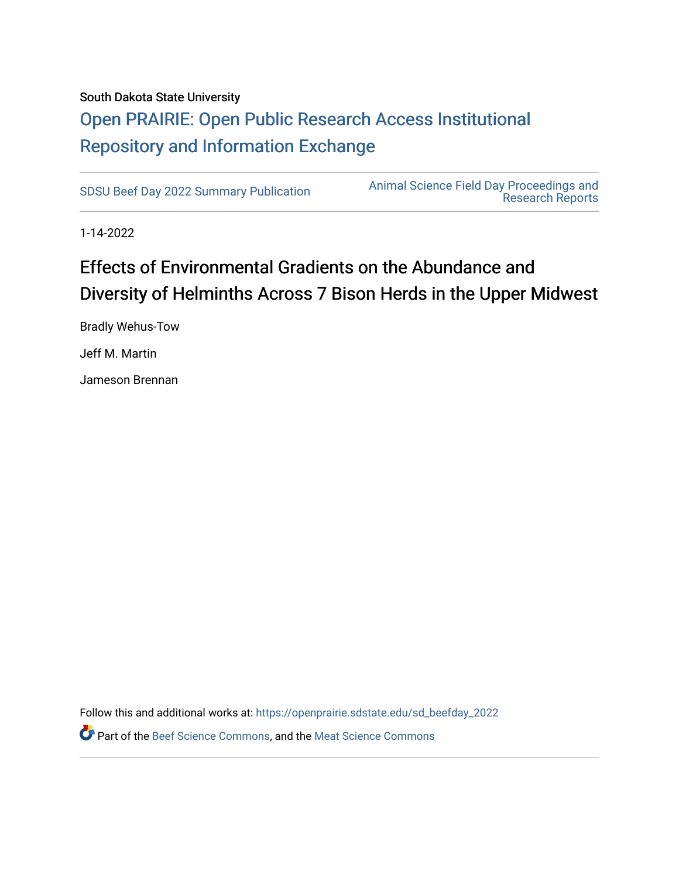South Dakota State University

# Open PRAIRIE: Open Public Research Access Institutional Repository and Information Exchange

SDSU Beef Day 2022 Summary Publication

Animal Science Field Day Proceedings and Research Reports

1-14-2022

## Effects of Environmental Gradients on the Abundance and Diversity of Helminths Across 7 Bison Herds in the Upper Midwest

Bradly Wehus-Tow

Jeff M. Martin

Jameson Brennan

Follow this and additional works at: https://openprairie.sdstate.edu/sd_beefday_2022

Part of the Beef Science Commons, and the Meat Science Commons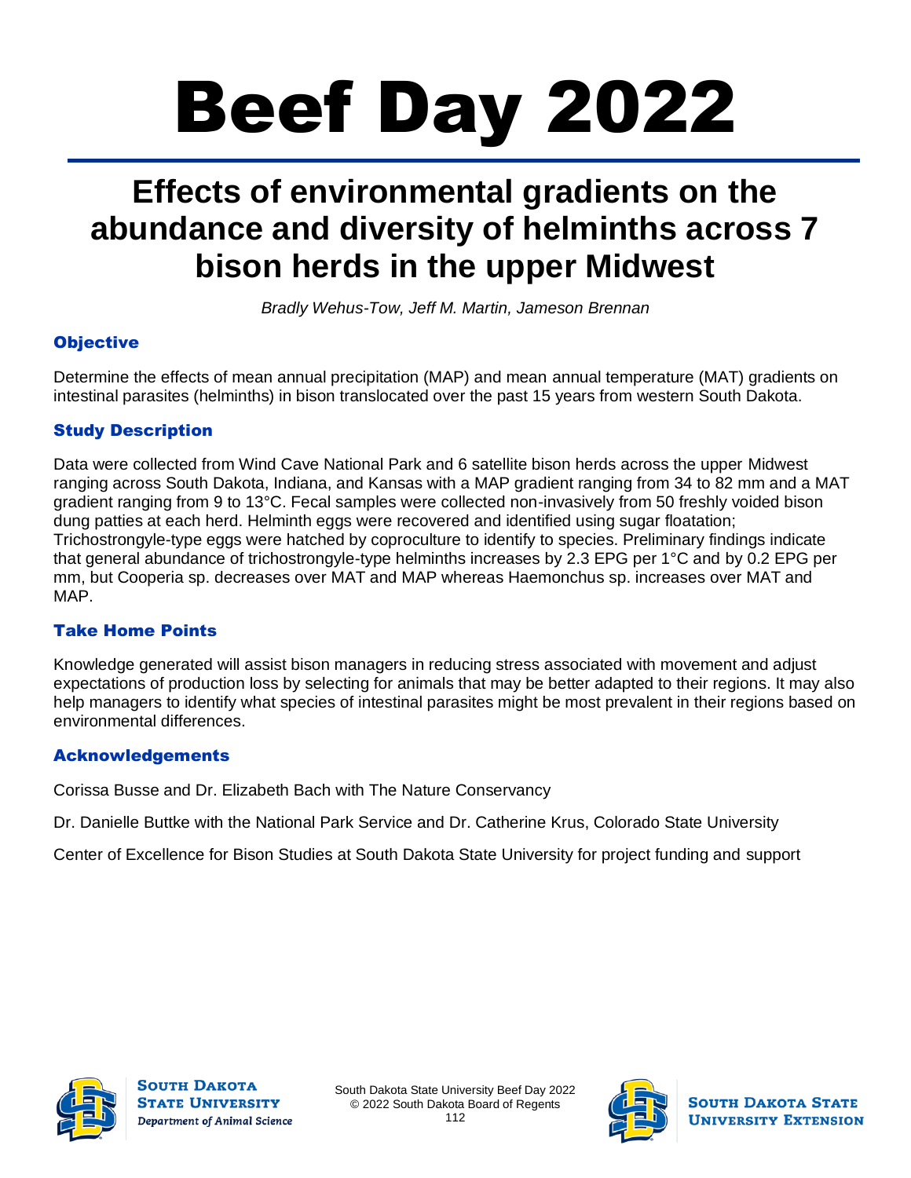# Beef Day 2022

## Effects of environmental gradients on the abundance and diversity of helminths across 7 bison herds in the upper Midwest

*Bradly Wehus-Tow, Jeff M. Martin, Jameson Brennan*

### Objective

Determine the effects of mean annual precipitation (MAP) and mean annual temperature (MAT) gradients on intestinal parasites (helminths) in bison translocated over the past 15 years from western South Dakota.

### Study Description

Data were collected from Wind Cave National Park and 6 satellite bison herds across the upper Midwest ranging across South Dakota, Indiana, and Kansas with a MAP gradient ranging from 34 to 82 mm and a MAT gradient ranging from 9 to 13°C. Fecal samples were collected non-invasively from 50 freshly voided bison dung patties at each herd. Helminth eggs were recovered and identified using sugar floatation; Trichostrongyle-type eggs were hatched by coproculture to identify to species. Preliminary findings indicate that general abundance of trichostrongyle-type helminths increases by 2.3 EPG per 1°C and by 0.2 EPG per mm, but Cooperia sp. decreases over MAT and MAP whereas Haemonchus sp. increases over MAT and MAP.

### Take Home Points

Knowledge generated will assist bison managers in reducing stress associated with movement and adjust expectations of production loss by selecting for animals that may be better adapted to their regions. It may also help managers to identify what species of intestinal parasites might be most prevalent in their regions based on environmental differences.

### Acknowledgements

Corissa Busse and Dr. Elizabeth Bach with The Nature Conservancy

Dr. Danielle Buttke with the National Park Service and Dr. Catherine Krus, Colorado State University

Center of Excellence for Bison Studies at South Dakota State University for project funding and support